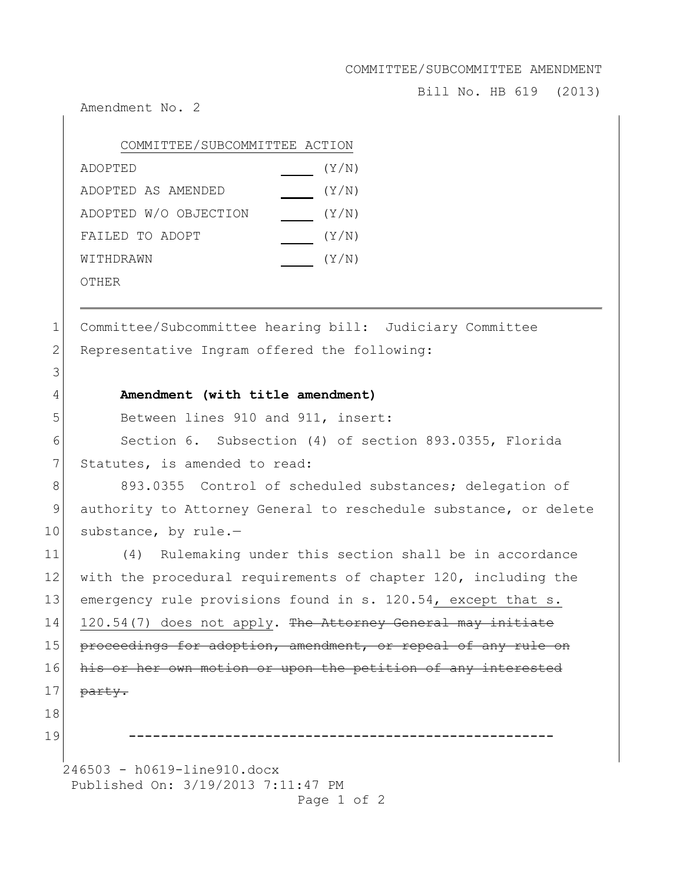COMMITTEE/SUBCOMMITTEE AMENDMENT

Bill No. HB 619 (2013)

Amendment No. 2

| COMMITTEE/SUBCOMMITTEE ACTION | |
|---|---|
| ADOPTED | ___ (Y/N) |
| ADOPTED AS AMENDED | ___ (Y/N) |
| ADOPTED W/O OBJECTION | ___ (Y/N) |
| FAILED TO ADOPT | ___ (Y/N) |
| WITHDRAWN | ___ (Y/N) |
| OTHER | |

---

1 Committee/Subcommittee hearing bill: Judiciary Committee
2 Representative Ingram offered the following:
3
4 **Amendment (with title amendment)**
5 Between lines 910 and 911, insert:
6 Section 6. Subsection (4) of section 893.0355, Florida
7 Statutes, is amended to read:
8 893.0355 Control of scheduled substances; delegation of
9 authority to Attorney General to reschedule substance, or delete
10 substance, by rule.—
11 (4) Rulemaking under this section shall be in accordance
12 with the procedural requirements of chapter 120, including the
13 emergency rule provisions found in s. 120.54<u>, except that s.</u>
14 <u>120.54(7) does not apply</u>. ~~The Attorney General may initiate~~
15 ~~proceedings for adoption, amendment, or repeal of any rule on~~
16 ~~his or her own motion or upon the petition of any interested~~
17 ~~party.~~
18
19 -----------------------------------------------------

246503 - h0619-line910.docx
Published On: 3/19/2013 7:11:47 PM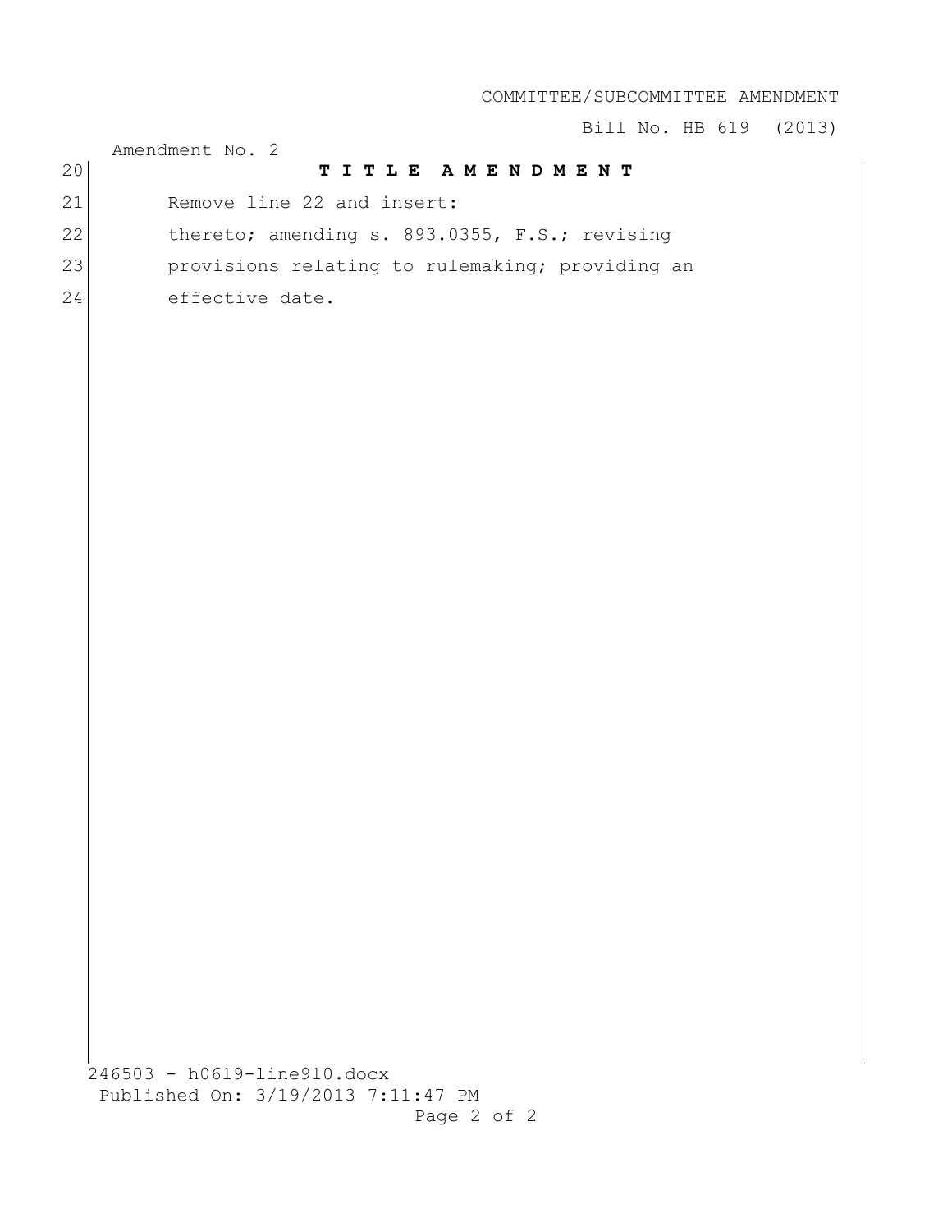COMMITTEE/SUBCOMMITTEE AMENDMENT

Bill No. HB 619 (2013)

Amendment No. 2

20 **T I T L E A M E N D M E N T**

21 Remove line 22 and insert:

22 thereto; amending s. 893.0355, F.S.; revising

23 provisions relating to rulemaking; providing an

24 effective date.

246503 - h0619-line910.docx

Published On: 3/19/2013 7:11:47 PM